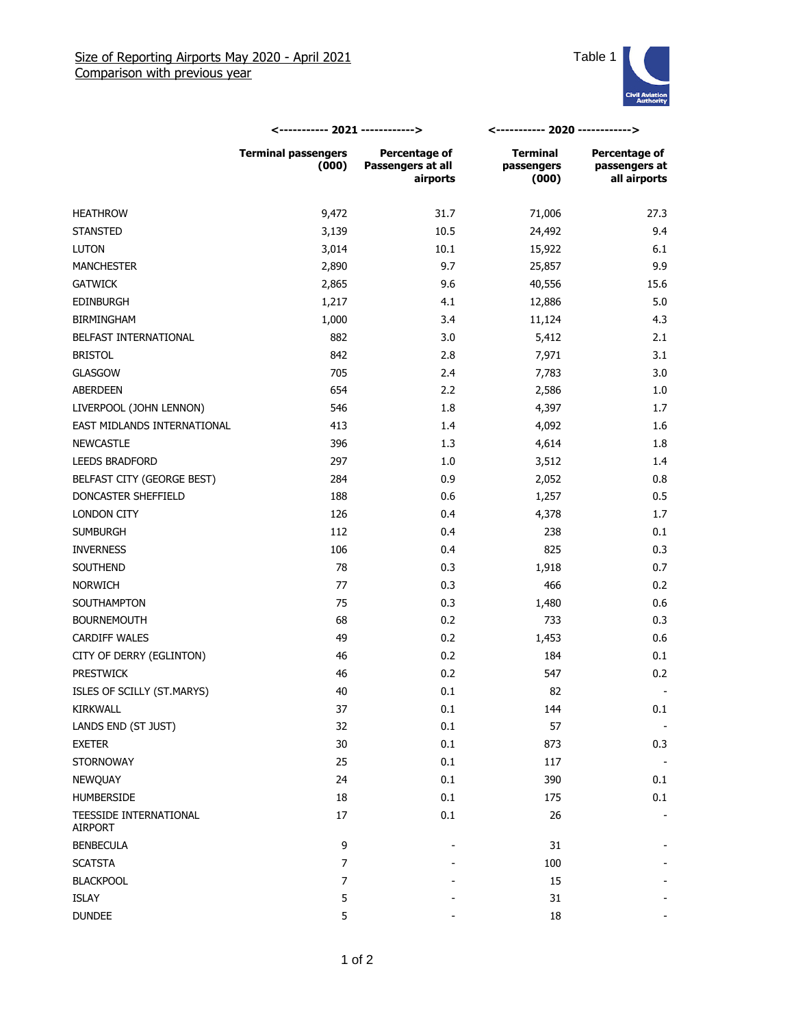Size of Reporting Airports May 2020 - April 2021
Comparison with previous year

Table 1

| | 2021 | | 2020 | |
|---|---|---|---|---|
| | Terminal passengers (000) | Percentage of Passengers at all airports | Terminal passengers (000) | Percentage of passengers at all airports |
| HEATHROW | 9,472 | 31.7 | 71,006 | 27.3 |
| STANSTED | 3,139 | 10.5 | 24,492 | 9.4 |
| LUTON | 3,014 | 10.1 | 15,922 | 6.1 |
| MANCHESTER | 2,890 | 9.7 | 25,857 | 9.9 |
| GATWICK | 2,865 | 9.6 | 40,556 | 15.6 |
| EDINBURGH | 1,217 | 4.1 | 12,886 | 5.0 |
| BIRMINGHAM | 1,000 | 3.4 | 11,124 | 4.3 |
| BELFAST INTERNATIONAL | 882 | 3.0 | 5,412 | 2.1 |
| BRISTOL | 842 | 2.8 | 7,971 | 3.1 |
| GLASGOW | 705 | 2.4 | 7,783 | 3.0 |
| ABERDEEN | 654 | 2.2 | 2,586 | 1.0 |
| LIVERPOOL (JOHN LENNON) | 546 | 1.8 | 4,397 | 1.7 |
| EAST MIDLANDS INTERNATIONAL | 413 | 1.4 | 4,092 | 1.6 |
| NEWCASTLE | 396 | 1.3 | 4,614 | 1.8 |
| LEEDS BRADFORD | 297 | 1.0 | 3,512 | 1.4 |
| BELFAST CITY (GEORGE BEST) | 284 | 0.9 | 2,052 | 0.8 |
| DONCASTER SHEFFIELD | 188 | 0.6 | 1,257 | 0.5 |
| LONDON CITY | 126 | 0.4 | 4,378 | 1.7 |
| SUMBURGH | 112 | 0.4 | 238 | 0.1 |
| INVERNESS | 106 | 0.4 | 825 | 0.3 |
| SOUTHEND | 78 | 0.3 | 1,918 | 0.7 |
| NORWICH | 77 | 0.3 | 466 | 0.2 |
| SOUTHAMPTON | 75 | 0.3 | 1,480 | 0.6 |
| BOURNEMOUTH | 68 | 0.2 | 733 | 0.3 |
| CARDIFF WALES | 49 | 0.2 | 1,453 | 0.6 |
| CITY OF DERRY (EGLINTON) | 46 | 0.2 | 184 | 0.1 |
| PRESTWICK | 46 | 0.2 | 547 | 0.2 |
| ISLES OF SCILLY (ST.MARYS) | 40 | 0.1 | 82 | - |
| KIRKWALL | 37 | 0.1 | 144 | 0.1 |
| LANDS END (ST JUST) | 32 | 0.1 | 57 | - |
| EXETER | 30 | 0.1 | 873 | 0.3 |
| STORNOWAY | 25 | 0.1 | 117 | - |
| NEWQUAY | 24 | 0.1 | 390 | 0.1 |
| HUMBERSIDE | 18 | 0.1 | 175 | 0.1 |
| TEESSIDE INTERNATIONAL AIRPORT | 17 | 0.1 | 26 | - |
| BENBECULA | 9 | - | 31 | - |
| SCATSTA | 7 | - | 100 | - |
| BLACKPOOL | 7 | - | 15 | - |
| ISLAY | 5 | - | 31 | - |
| DUNDEE | 5 | - | 18 | - |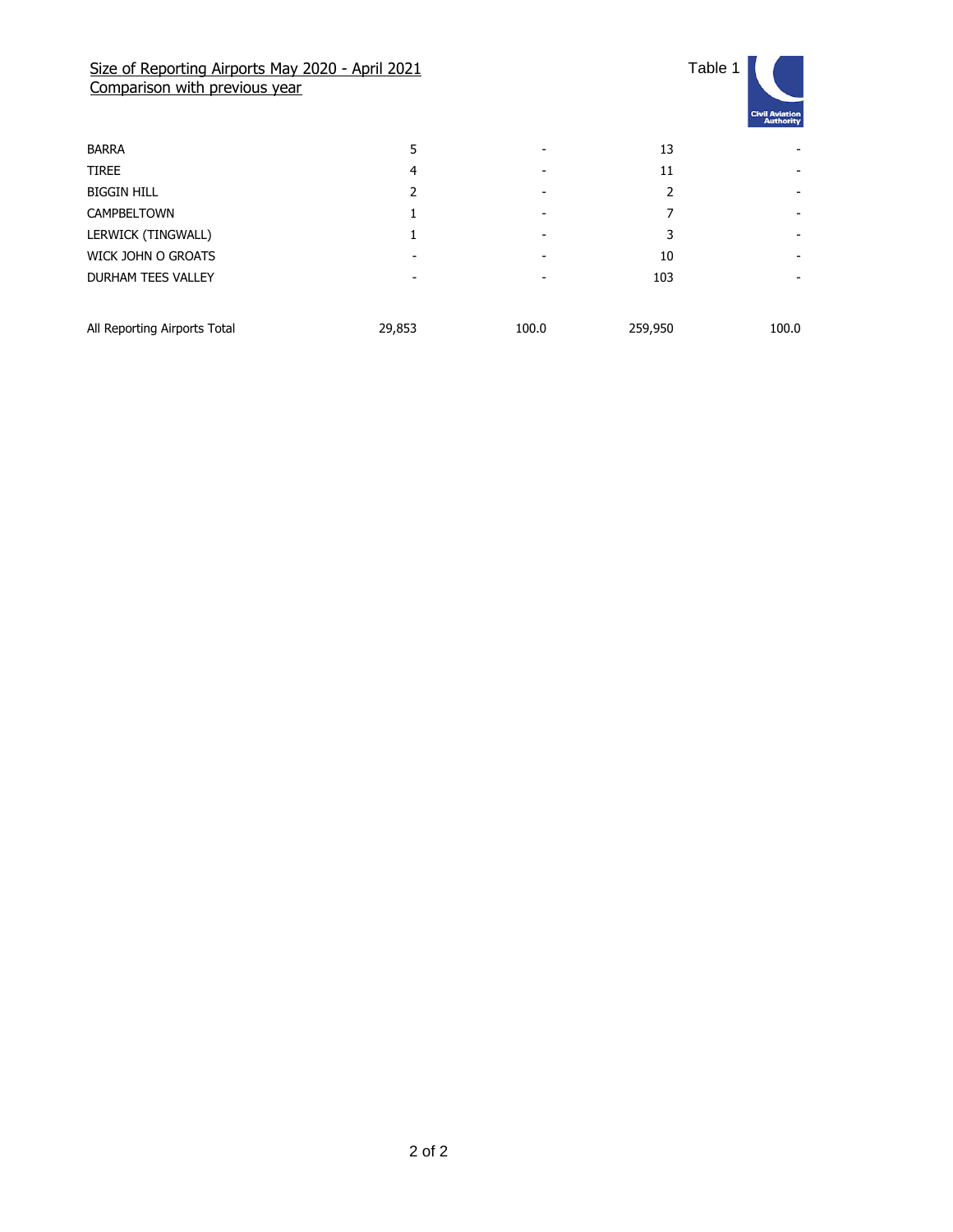Size of Reporting Airports May 2020 - April 2021
Comparison with previous year

Table 1

| | | | | |
|---|---|---|---|---|
| BARRA | 5 | - | 13 | - |
| TIREE | 4 | - | 11 | - |
| BIGGIN HILL | 2 | - | 2 | - |
| CAMPBELTOWN | 1 | - | 7 | - |
| LERWICK (TINGWALL) | 1 | - | 3 | - |
| WICK JOHN O GROATS | - | - | 10 | - |
| DURHAM TEES VALLEY | - | - | 103 | - |
| All Reporting Airports Total | 29,853 | 100.0 | 259,950 | 100.0 |